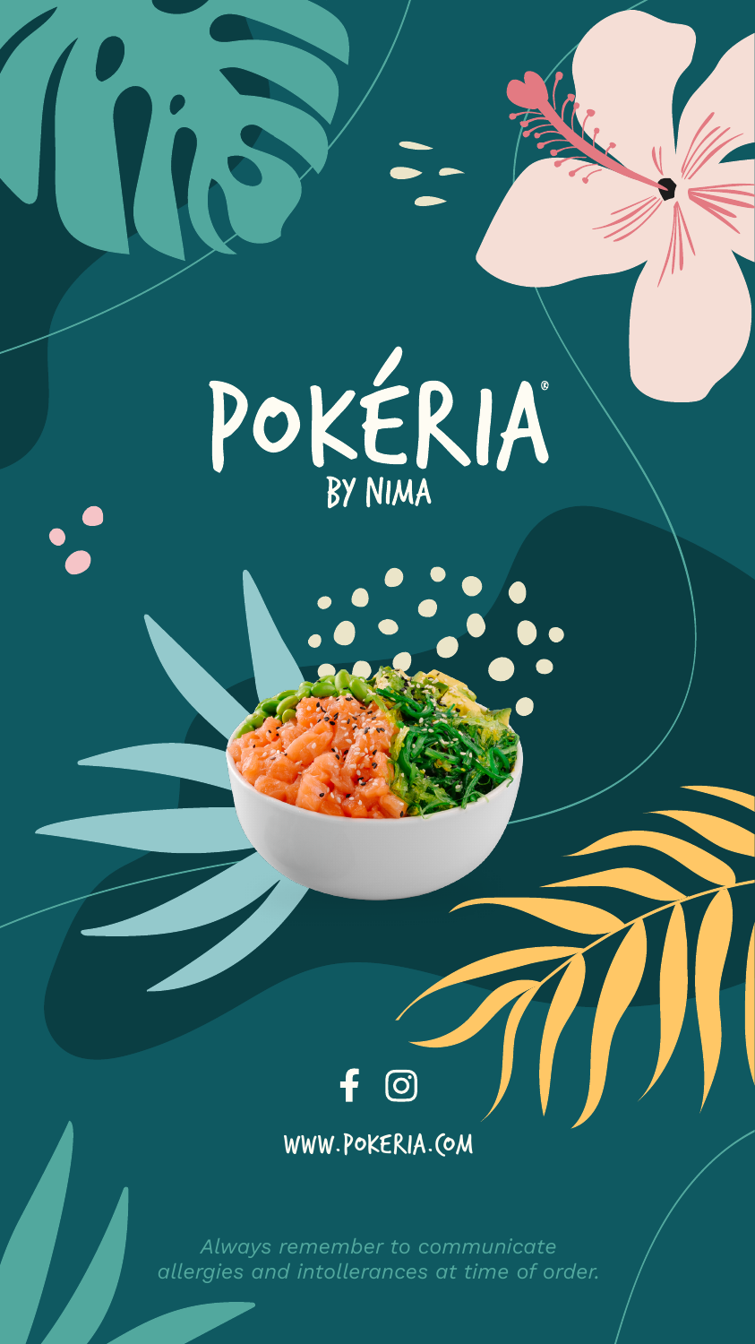# POKÉRIA®

## BY NIMA

WWW.POKERIA.COM

*Always remember to communicate allergies and intollerances at time of order.*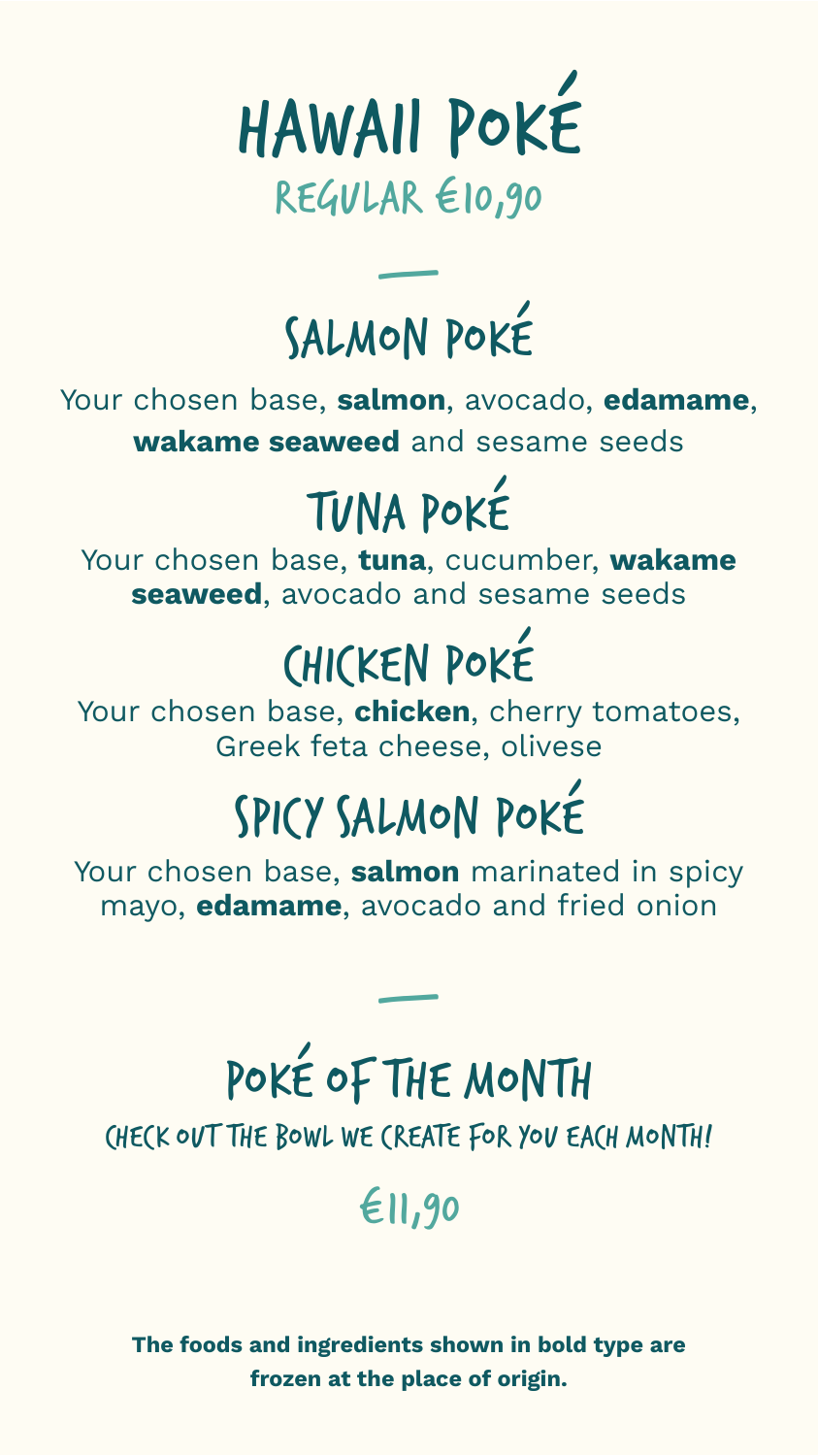# HAWAII POKÉ

## REGULAR €10,90

—

## SALMON POKÉ

Your chosen base, **salmon**, avocado, **edamame**, **wakame seaweed** and sesame seeds

## TUNA POKÉ

Your chosen base, **tuna**, cucumber, **wakame seaweed**, avocado and sesame seeds

## CHICKEN POKÉ

Your chosen base, **chicken**, cherry tomatoes, Greek feta cheese, olivese

## SPICY SALMON POKÉ

Your chosen base, **salmon** marinated in spicy mayo, **edamame**, avocado and fried onion

—

## POKÉ OF THE MONTH

CHECK OUT THE BOWL WE CREATE FOR YOU EACH MONTH!

€11,90

**The foods and ingredients shown in bold type are frozen at the place of origin.**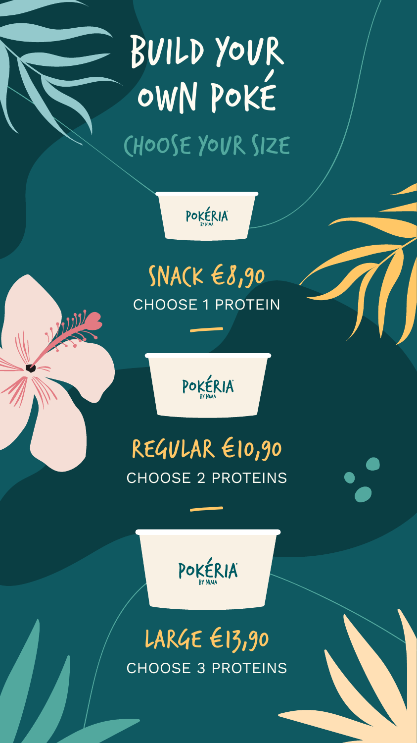# BUILD YOUR OWN POKÉ

## CHOOSE YOUR SIZE

POKÉRIA BY NIMA

### SNACK €8,90

CHOOSE 1 PROTEIN

POKÉRIA BY NIMA

### REGULAR €10,90

CHOOSE 2 PROTEINS

POKÉRIA BY NIMA

### LARGE €13,90

CHOOSE 3 PROTEINS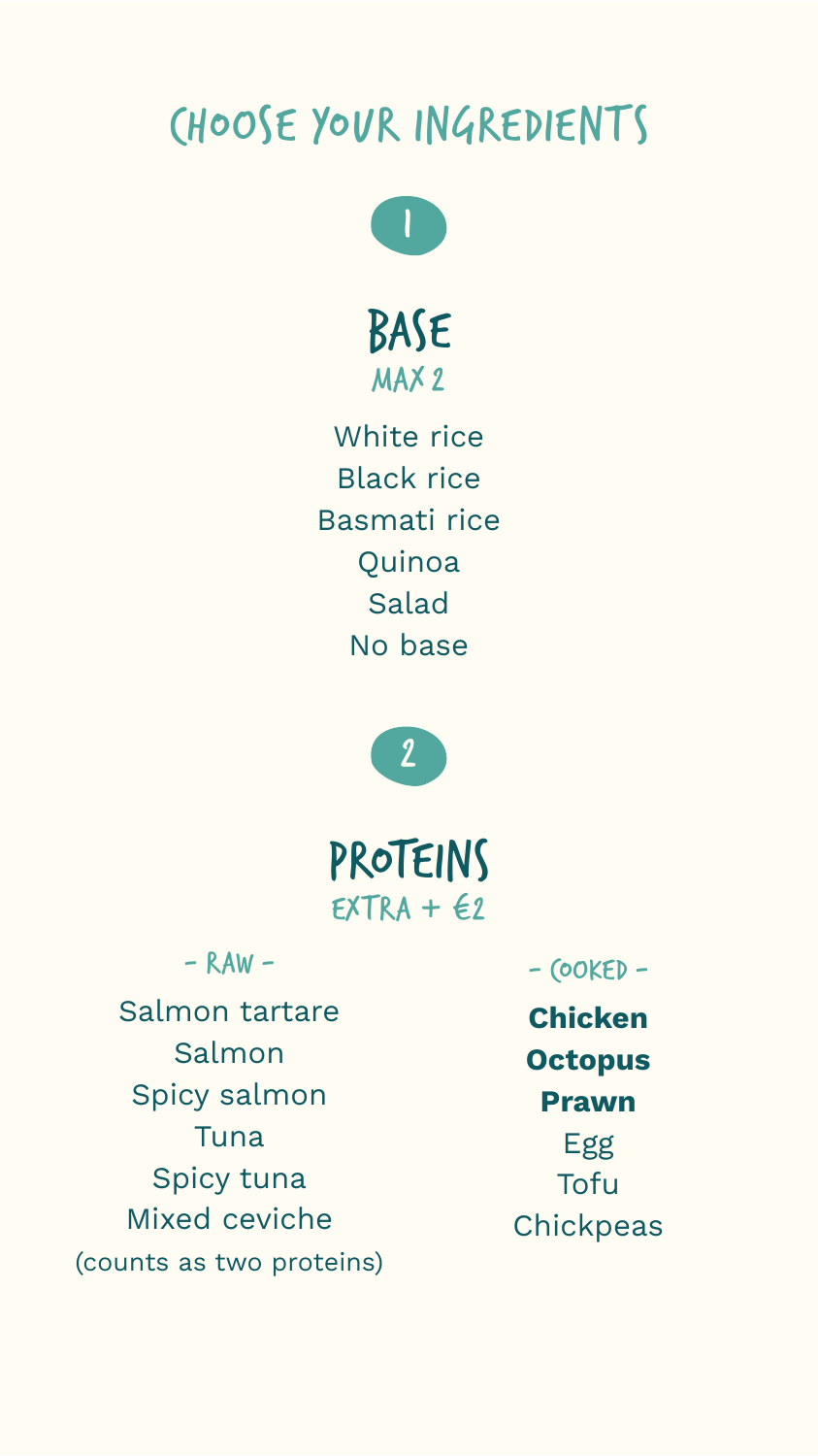# CHOOSE YOUR INGREDIENTS

1

## BASE

MAX 2

White rice
Black rice
Basmati rice
Quinoa
Salad
No base

2

## PROTEINS

EXTRA + €2

- RAW -

Salmon tartare
Salmon
Spicy salmon
Tuna
Spicy tuna
Mixed ceviche
(counts as two proteins)

- COOKED -

**Chicken**
**Octopus**
**Prawn**
Egg
Tofu
Chickpeas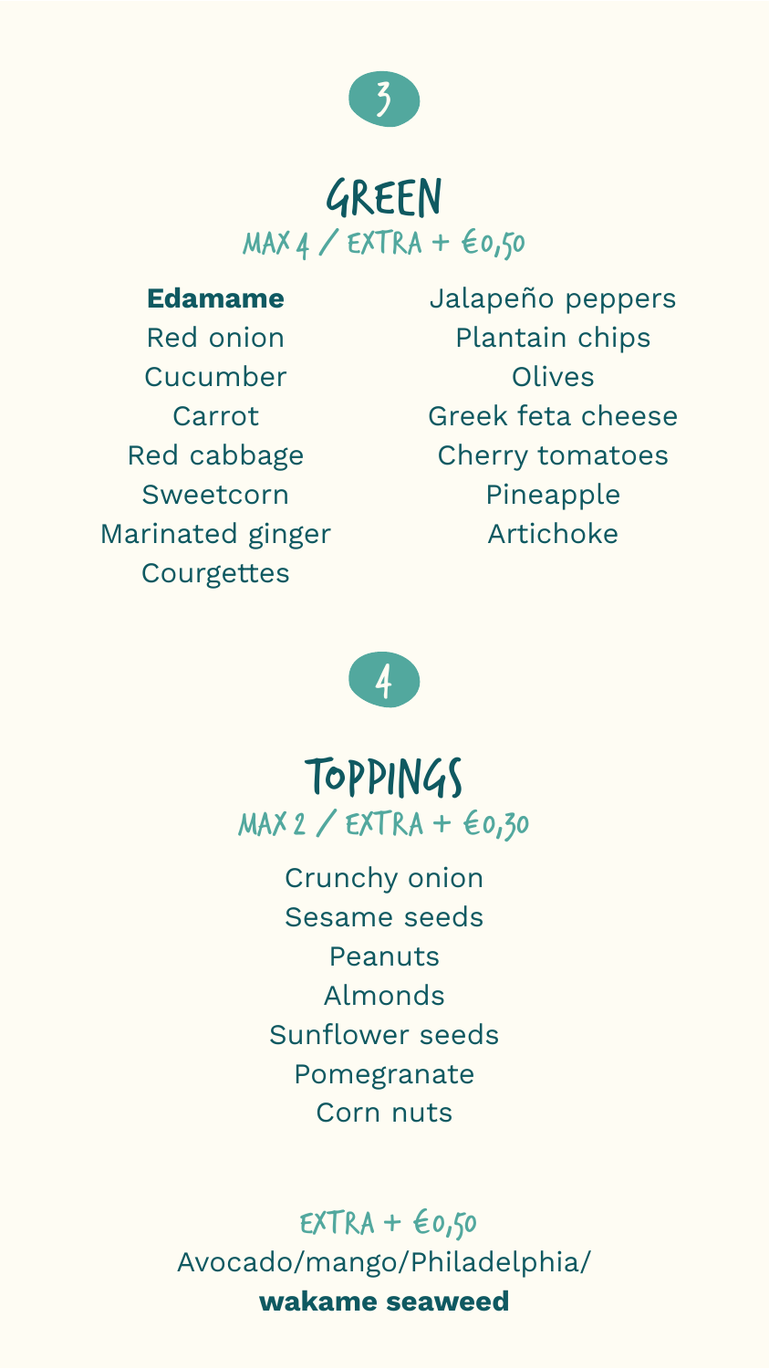3

## GREEN

MAX 4 / EXTRA + €0,50

**Edamame**
Red onion
Cucumber
Carrot
Red cabbage
Sweetcorn
Marinated ginger
Courgettes
Jalapeño peppers
Plantain chips
Olives
Greek feta cheese
Cherry tomatoes
Pineapple
Artichoke

4

## TOPPINGS

MAX 2 / EXTRA + €0,30

Crunchy onion
Sesame seeds
Peanuts
Almonds
Sunflower seeds
Pomegranate
Corn nuts

EXTRA + €0,50

Avocado/mango/Philadelphia/
**wakame seaweed**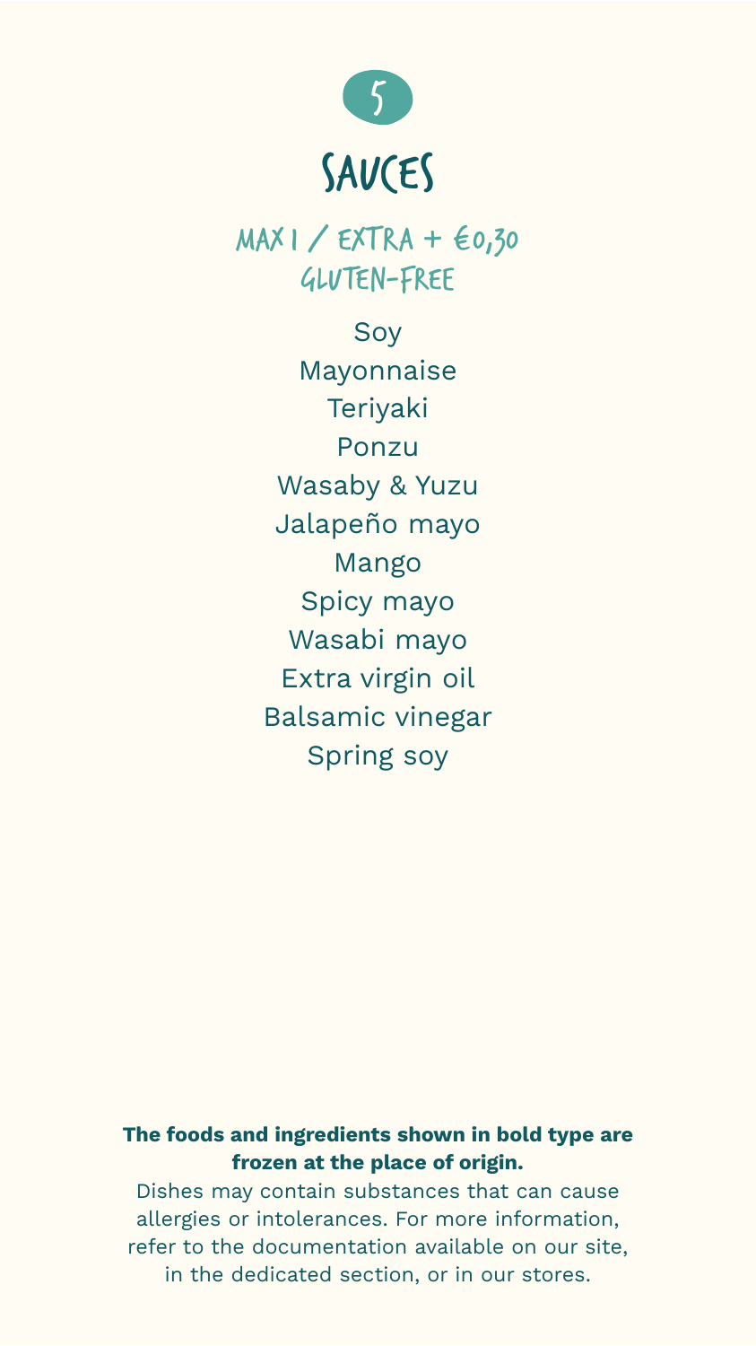5

# SAUCES

## MAX 1 / EXTRA + €0,30
## GLUTEN-FREE

Soy
Mayonnaise
Teriyaki
Ponzu
Wasaby & Yuzu
Jalapeño mayo
Mango
Spicy mayo
Wasabi mayo
Extra virgin oil
Balsamic vinegar
Spring soy

**The foods and ingredients shown in bold type are frozen at the place of origin.**

Dishes may contain substances that can cause allergies or intolerances. For more information, refer to the documentation available on our site, in the dedicated section, or in our stores.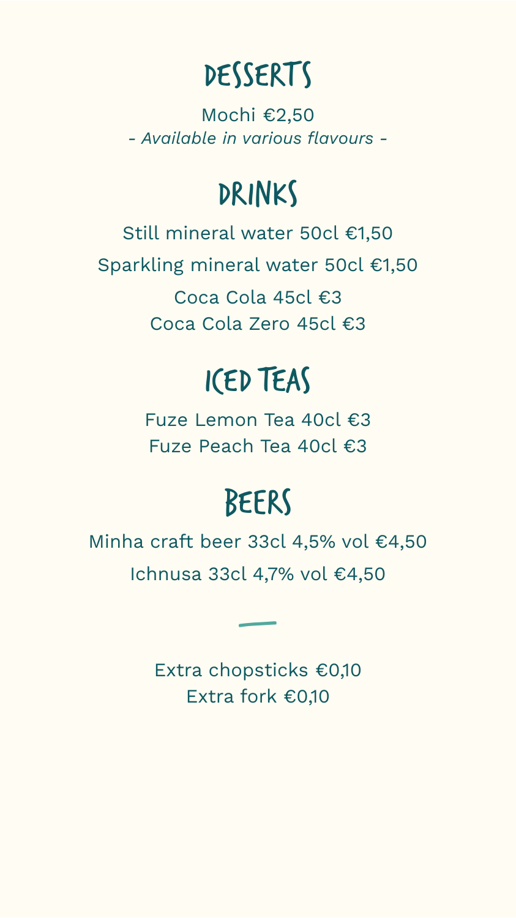# DESSERTS

Mochi €2,50
*- Available in various flavours -*

# DRINKS

Still mineral water 50cl €1,50

Sparkling mineral water 50cl €1,50

Coca Cola 45cl €3
Coca Cola Zero 45cl €3

# ICED TEAS

Fuze Lemon Tea 40cl €3
Fuze Peach Tea 40cl €3

# BEERS

Minha craft beer 33cl 4,5% vol €4,50

Ichnusa 33cl 4,7% vol €4,50

---

Extra chopsticks €0,10
Extra fork €0,10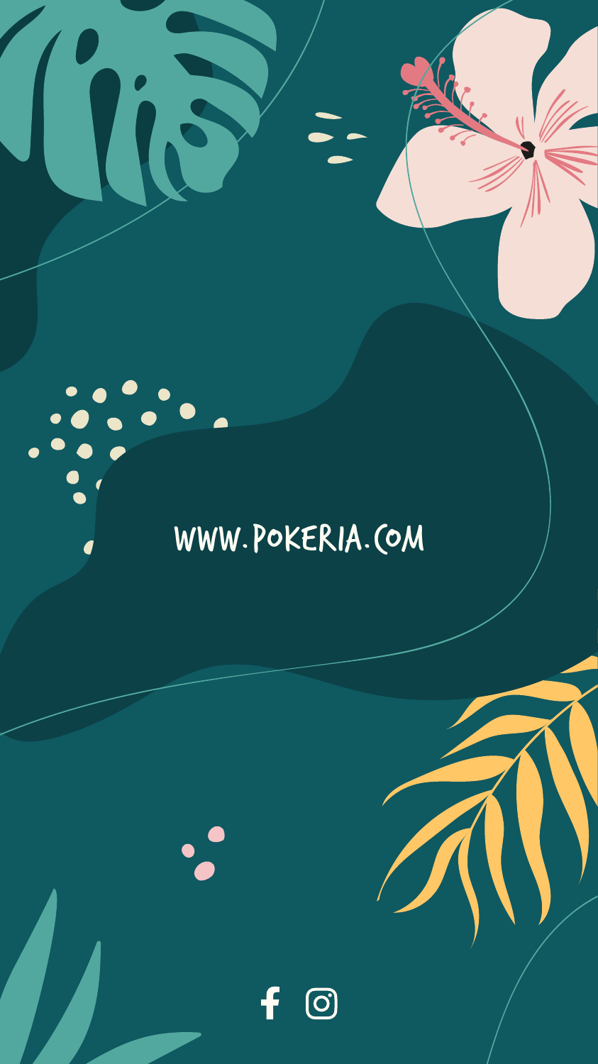WWW.POKERIA.COM